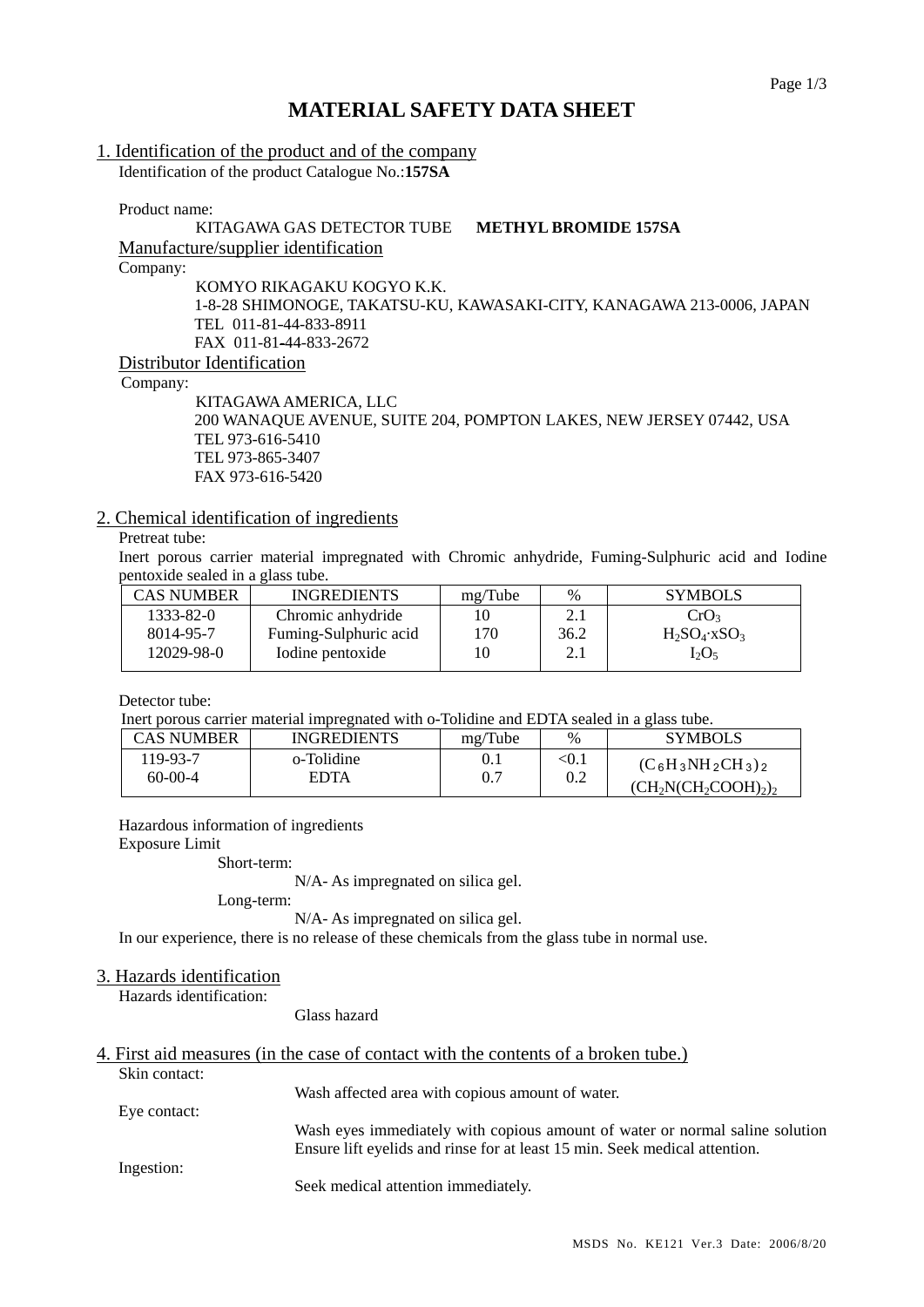# MATERIAL SAFETY DATA SHEET

## 1. Identification of the product and of the company

Identification of the product Catalogue No.:**157SA**

Product name:

KITAGAWA GAS DETECTOR TUBE **METHYL BROMIDE 157SA**

### Manufacture/supplier identification

Company:

KOMYO RIKAGAKU KOGYO K.K.
1-8-28 SHIMONOGE, TAKATSU-KU, KAWASAKI-CITY, KANAGAWA 213-0006, JAPAN
TEL 011-81-44-833-8911
FAX 011-81-44-833-2672

### Distributor Identification

Company:

KITAGAWA AMERICA, LLC
200 WANAQUE AVENUE, SUITE 204, POMPTON LAKES, NEW JERSEY 07442, USA
TEL 973-616-5410
TEL 973-865-3407
FAX 973-616-5420

## 2. Chemical identification of ingredients

Pretreat tube:

Inert porous carrier material impregnated with Chromic anhydride, Fuming-Sulphuric acid and Iodine pentoxide sealed in a glass tube.

| CAS NUMBER | INGREDIENTS | mg/Tube | % | SYMBOLS |
|---|---|---|---|---|
| 1333-82-0 | Chromic anhydride | 10 | 2.1 | $CrO_3$ |
| 8014-95-7 | Fuming-Sulphuric acid | 170 | 36.2 | $H_2SO_4 \cdot xSO_3$ |
| 12029-98-0 | Iodine pentoxide | 10 | 2.1 | $I_2O_5$ |

Detector tube:

Inert porous carrier material impregnated with o-Tolidine and EDTA sealed in a glass tube.

| CAS NUMBER | INGREDIENTS | mg/Tube | % | SYMBOLS |
|---|---|---|---|---|
| 119-93-7 | o-Tolidine | 0.1 | <0.1 | $(C_6H_3NH_2CH_3)_2$ |
| 60-00-4 | EDTA | 0.7 | 0.2 | $(CH_2N(CH_2COOH)_2)_2$ |

Hazardous information of ingredients

Exposure Limit

Short-term:

N/A- As impregnated on silica gel.

Long-term:

N/A- As impregnated on silica gel.

In our experience, there is no release of these chemicals from the glass tube in normal use.

## 3. Hazards identification

Hazards identification:

Glass hazard

## 4. First aid measures (in the case of contact with the contents of a broken tube.)

Skin contact:

Wash affected area with copious amount of water.

Eye contact:

Wash eyes immediately with copious amount of water or normal saline solution Ensure lift eyelids and rinse for at least 15 min. Seek medical attention.

Ingestion:

Seek medical attention immediately.

MSDS No. KE121 Ver.3 Date: 2006/8/20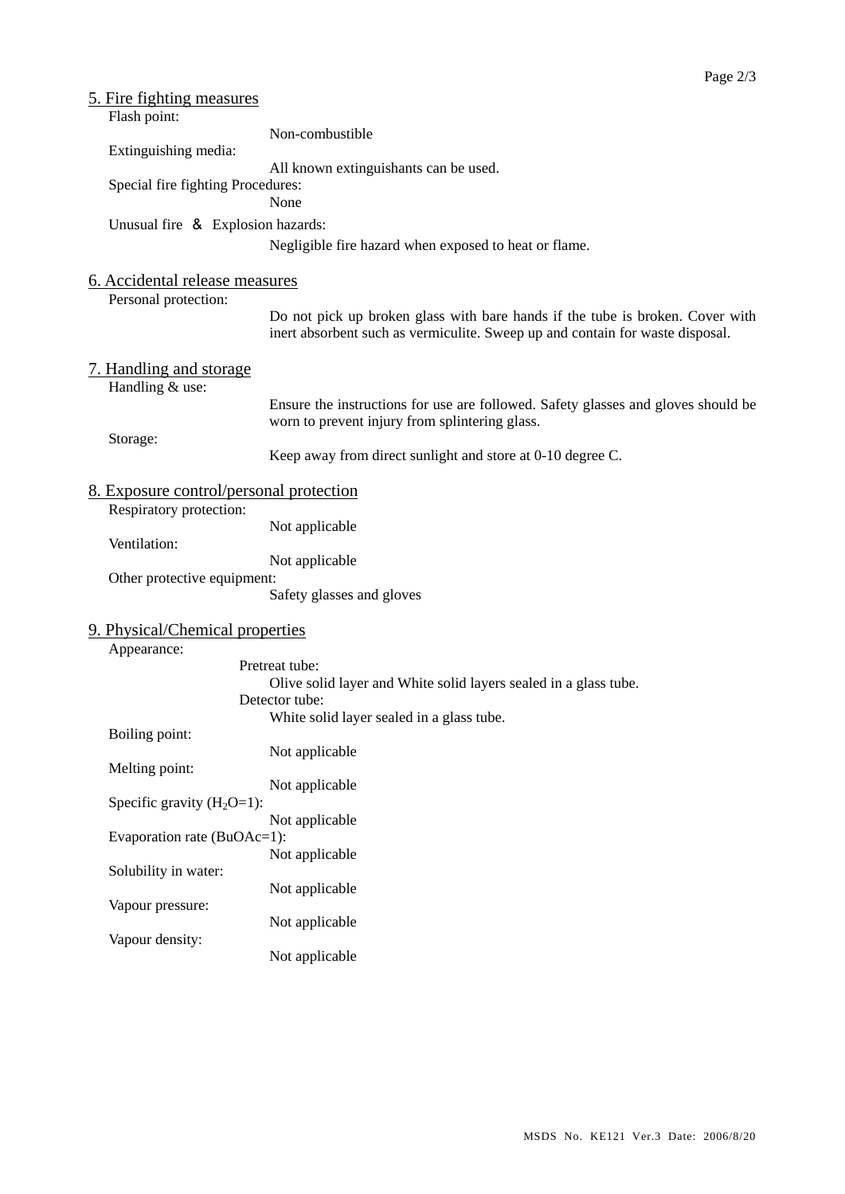## 5. Fire fighting measures

Flash point:

Non-combustible

Extinguishing media:

All known extinguishants can be used.

Special fire fighting Procedures:

None

Unusual fire ＆ Explosion hazards:

Negligible fire hazard when exposed to heat or flame.

## 6. Accidental release measures

Personal protection:

Do not pick up broken glass with bare hands if the tube is broken. Cover with inert absorbent such as vermiculite. Sweep up and contain for waste disposal.

## 7. Handling and storage

Handling & use:

Ensure the instructions for use are followed. Safety glasses and gloves should be worn to prevent injury from splintering glass.

Storage:

Keep away from direct sunlight and store at 0-10 degree C.

## 8. Exposure control/personal protection

Respiratory protection:

Not applicable

Ventilation:

Not applicable

Other protective equipment:

Safety glasses and gloves

## 9. Physical/Chemical properties

Appearance:

Pretreat tube:

Olive solid layer and White solid layers sealed in a glass tube.

Detector tube:

White solid layer sealed in a glass tube.

Boiling point:

Not applicable

Melting point:

Not applicable

Specific gravity ($H_2O$=1):

Not applicable

Evaporation rate (BuOAc=1):

Not applicable

Solubility in water:

Not applicable

Vapour pressure:

Not applicable

Vapour density:

Not applicable

MSDS No. KE121 Ver.3 Date: 2006/8/20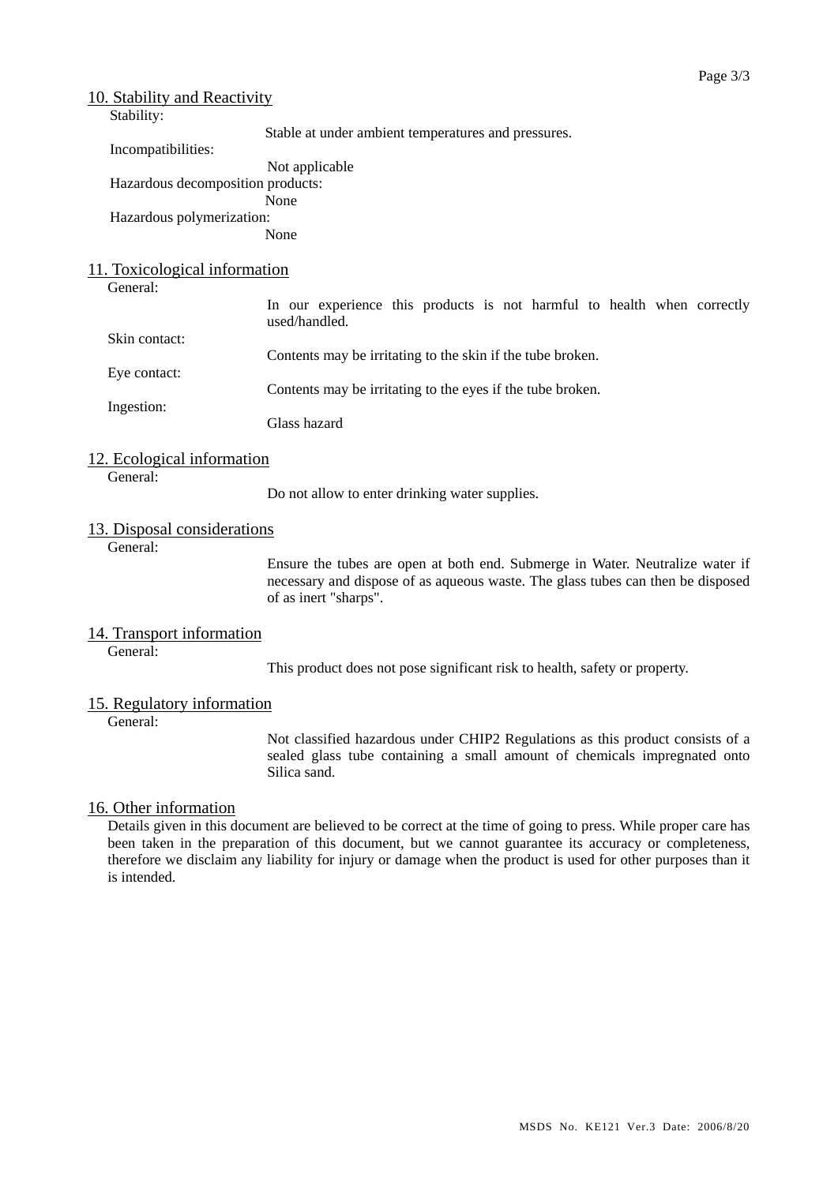## 10. Stability and Reactivity

Stability:

Stable at under ambient temperatures and pressures.

Incompatibilities:

Not applicable

Hazardous decomposition products:

None

Hazardous polymerization:

None

## 11. Toxicological information

General:

In our experience this products is not harmful to health when correctly used/handled.

Skin contact:

Contents may be irritating to the skin if the tube broken.

Eye contact:

Contents may be irritating to the eyes if the tube broken.

Ingestion:

Glass hazard

## 12. Ecological information

General:

Do not allow to enter drinking water supplies.

## 13. Disposal considerations

General:

Ensure the tubes are open at both end. Submerge in Water. Neutralize water if necessary and dispose of as aqueous waste. The glass tubes can then be disposed of as inert "sharps".

## 14. Transport information

General:

This product does not pose significant risk to health, safety or property.

## 15. Regulatory information

General:

Not classified hazardous under CHIP2 Regulations as this product consists of a sealed glass tube containing a small amount of chemicals impregnated onto Silica sand.

## 16. Other information

Details given in this document are believed to be correct at the time of going to press. While proper care has been taken in the preparation of this document, but we cannot guarantee its accuracy or completeness, therefore we disclaim any liability for injury or damage when the product is used for other purposes than it is intended.